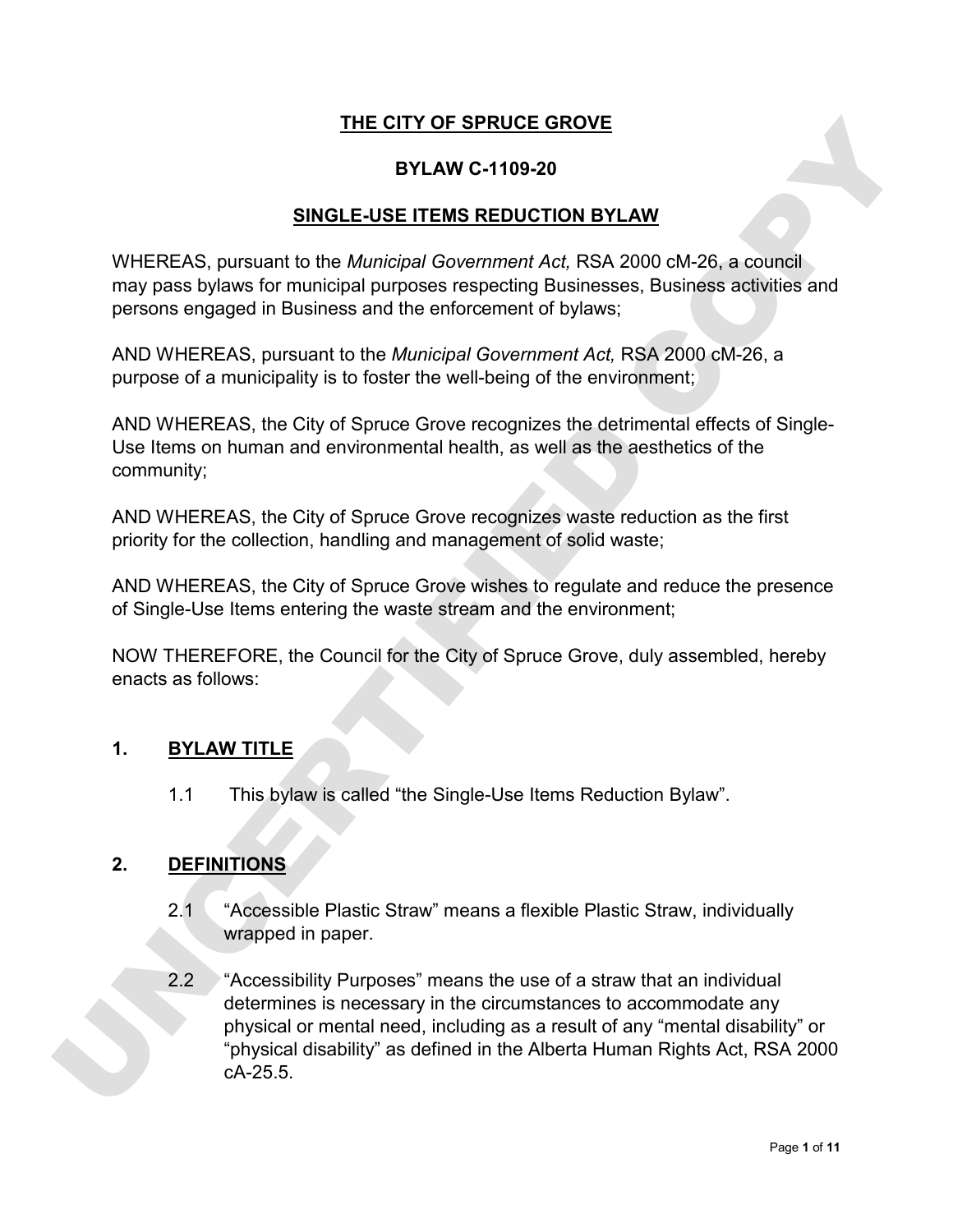# THE CITY OF SPRUCE GROVE

## BYLAW C-1109-20

## SINGLE-USE ITEMS REDUCTION BYLAW

WHEREAS, pursuant to the *Municipal Government Act,* RSA 2000 cM-26, a council may pass bylaws for municipal purposes respecting Businesses, Business activities and persons engaged in Business and the enforcement of bylaws;

AND WHEREAS, pursuant to the *Municipal Government Act,* RSA 2000 cM-26, a purpose of a municipality is to foster the well-being of the environment;

AND WHEREAS, the City of Spruce Grove recognizes the detrimental effects of Single-Use Items on human and environmental health, as well as the aesthetics of the community;

AND WHEREAS, the City of Spruce Grove recognizes waste reduction as the first priority for the collection, handling and management of solid waste;

AND WHEREAS, the City of Spruce Grove wishes to regulate and reduce the presence of Single-Use Items entering the waste stream and the environment;

NOW THEREFORE, the Council for the City of Spruce Grove, duly assembled, hereby enacts as follows:

## 1. BYLAW TITLE

1.1 This bylaw is called "the Single-Use Items Reduction Bylaw".

## 2. DEFINITIONS

2.1 "Accessible Plastic Straw" means a flexible Plastic Straw, individually wrapped in paper.

2.2 "Accessibility Purposes" means the use of a straw that an individual determines is necessary in the circumstances to accommodate any physical or mental need, including as a result of any "mental disability" or "physical disability" as defined in the Alberta Human Rights Act, RSA 2000 cA-25.5.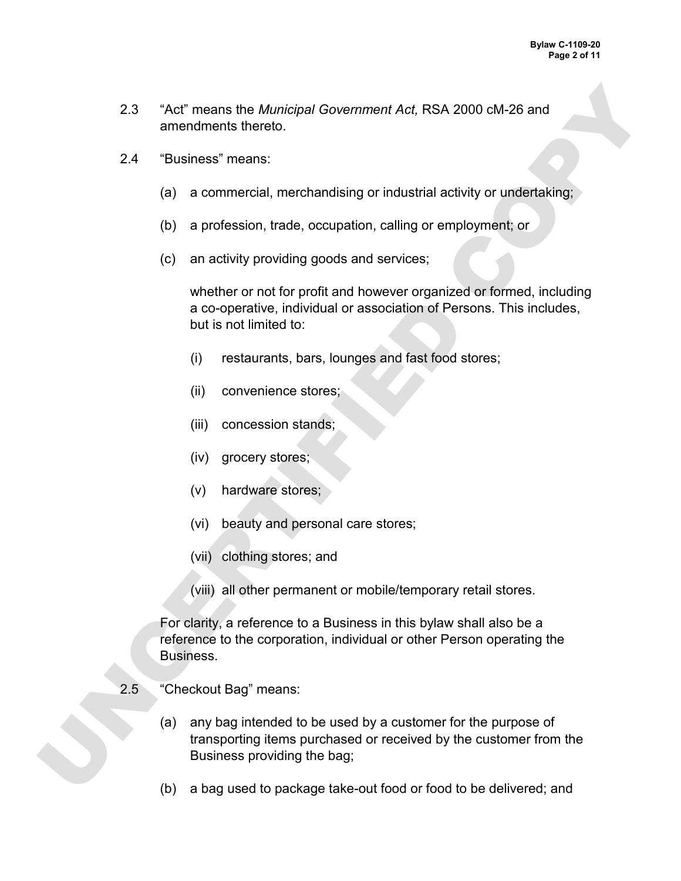2.3 "Act" means the *Municipal Government Act,* RSA 2000 cM-26 and amendments thereto.

2.4 "Business" means:

(a) a commercial, merchandising or industrial activity or undertaking;

(b) a profession, trade, occupation, calling or employment; or

(c) an activity providing goods and services;

whether or not for profit and however organized or formed, including a co-operative, individual or association of Persons. This includes, but is not limited to:

(i) restaurants, bars, lounges and fast food stores;

(ii) convenience stores;

(iii) concession stands;

(iv) grocery stores;

(v) hardware stores;

(vi) beauty and personal care stores;

(vii) clothing stores; and

(viii) all other permanent or mobile/temporary retail stores.

For clarity, a reference to a Business in this bylaw shall also be a reference to the corporation, individual or other Person operating the Business.

2.5 "Checkout Bag" means:

(a) any bag intended to be used by a customer for the purpose of transporting items purchased or received by the customer from the Business providing the bag;

(b) a bag used to package take-out food or food to be delivered; and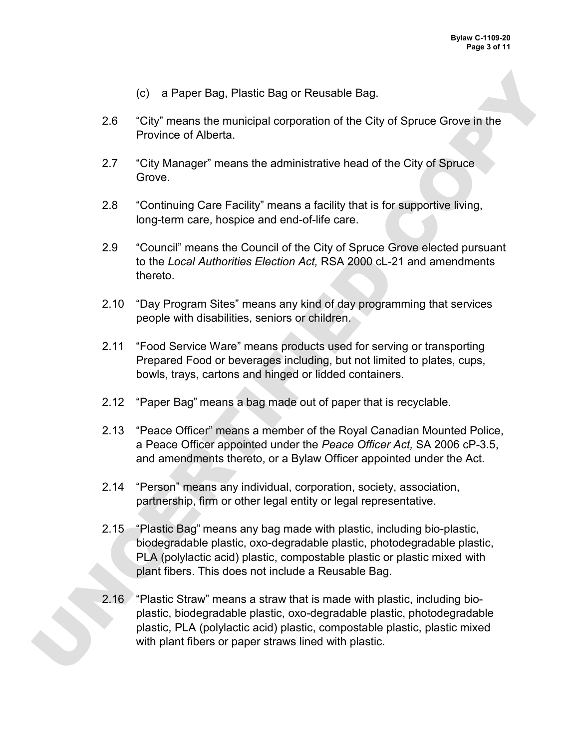(c) a Paper Bag, Plastic Bag or Reusable Bag.

2.6 "City" means the municipal corporation of the City of Spruce Grove in the Province of Alberta.

2.7 "City Manager" means the administrative head of the City of Spruce Grove.

2.8 "Continuing Care Facility" means a facility that is for supportive living, long-term care, hospice and end-of-life care.

2.9 "Council" means the Council of the City of Spruce Grove elected pursuant to the *Local Authorities Election Act,* RSA 2000 cL-21 and amendments thereto.

2.10 "Day Program Sites" means any kind of day programming that services people with disabilities, seniors or children.

2.11 "Food Service Ware" means products used for serving or transporting Prepared Food or beverages including, but not limited to plates, cups, bowls, trays, cartons and hinged or lidded containers.

2.12 "Paper Bag" means a bag made out of paper that is recyclable.

2.13 "Peace Officer" means a member of the Royal Canadian Mounted Police, a Peace Officer appointed under the *Peace Officer Act,* SA 2006 cP-3.5, and amendments thereto, or a Bylaw Officer appointed under the Act.

2.14 "Person" means any individual, corporation, society, association, partnership, firm or other legal entity or legal representative.

2.15 "Plastic Bag" means any bag made with plastic, including bio-plastic, biodegradable plastic, oxo-degradable plastic, photodegradable plastic, PLA (polylactic acid) plastic, compostable plastic or plastic mixed with plant fibers. This does not include a Reusable Bag.

2.16 "Plastic Straw" means a straw that is made with plastic, including bio-plastic, biodegradable plastic, oxo-degradable plastic, photodegradable plastic, PLA (polylactic acid) plastic, compostable plastic, plastic mixed with plant fibers or paper straws lined with plastic.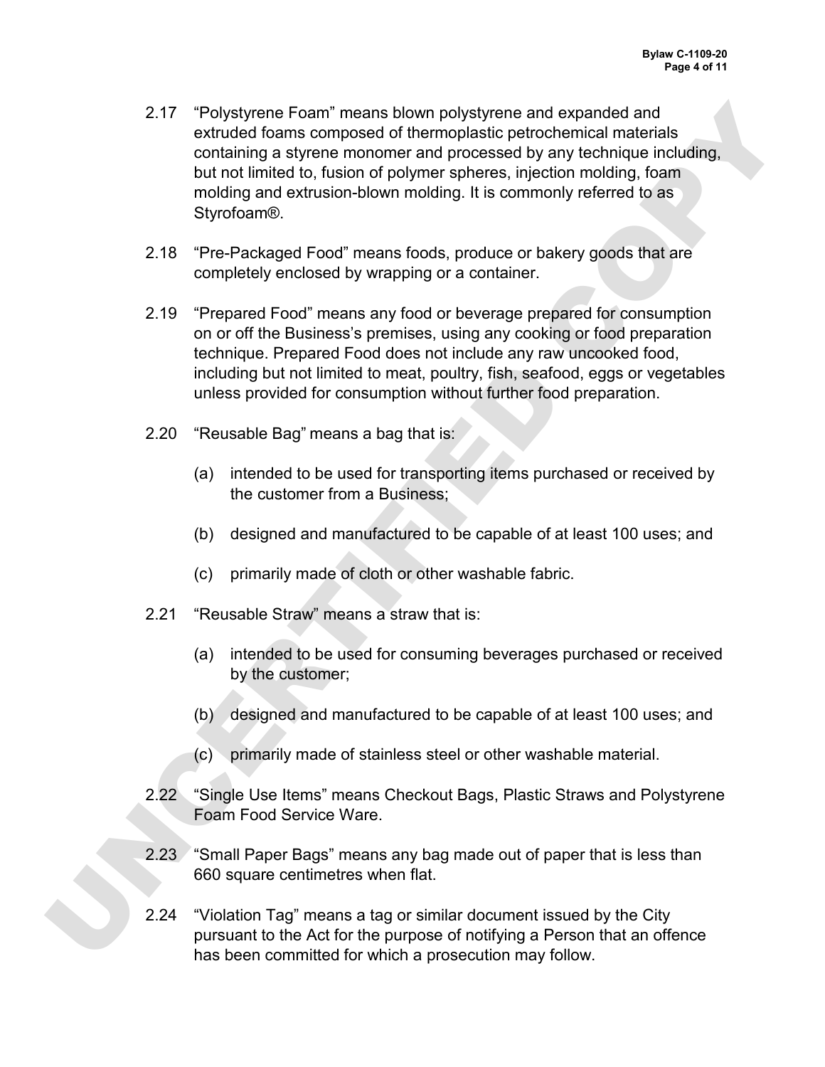2.17 "Polystyrene Foam" means blown polystyrene and expanded and extruded foams composed of thermoplastic petrochemical materials containing a styrene monomer and processed by any technique including, but not limited to, fusion of polymer spheres, injection molding, foam molding and extrusion-blown molding. It is commonly referred to as Styrofoam®.

2.18 "Pre-Packaged Food" means foods, produce or bakery goods that are completely enclosed by wrapping or a container.

2.19 "Prepared Food" means any food or beverage prepared for consumption on or off the Business's premises, using any cooking or food preparation technique. Prepared Food does not include any raw uncooked food, including but not limited to meat, poultry, fish, seafood, eggs or vegetables unless provided for consumption without further food preparation.

2.20 "Reusable Bag" means a bag that is:

(a) intended to be used for transporting items purchased or received by the customer from a Business;

(b) designed and manufactured to be capable of at least 100 uses; and

(c) primarily made of cloth or other washable fabric.

2.21 "Reusable Straw" means a straw that is:

(a) intended to be used for consuming beverages purchased or received by the customer;

(b) designed and manufactured to be capable of at least 100 uses; and

(c) primarily made of stainless steel or other washable material.

2.22 "Single Use Items" means Checkout Bags, Plastic Straws and Polystyrene Foam Food Service Ware.

2.23 "Small Paper Bags" means any bag made out of paper that is less than 660 square centimetres when flat.

2.24 "Violation Tag" means a tag or similar document issued by the City pursuant to the Act for the purpose of notifying a Person that an offence has been committed for which a prosecution may follow.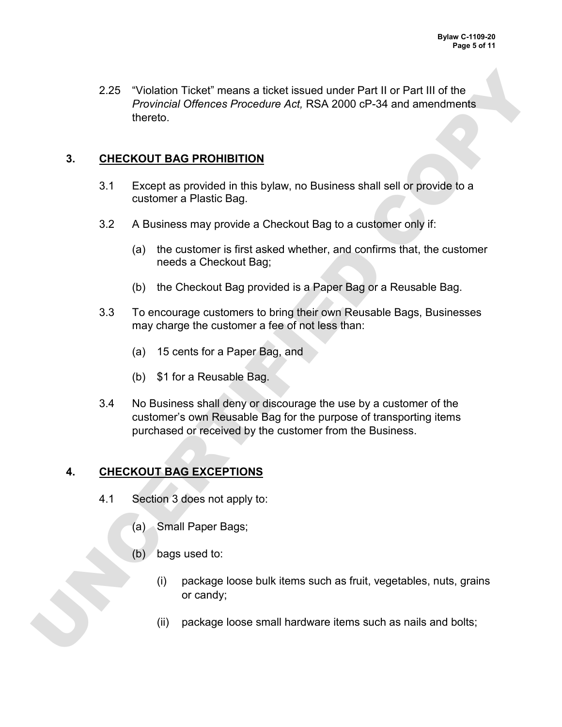2.25 "Violation Ticket" means a ticket issued under Part II or Part III of the *Provincial Offences Procedure Act,* RSA 2000 cP-34 and amendments thereto.

## 3. CHECKOUT BAG PROHIBITION

3.1 Except as provided in this bylaw, no Business shall sell or provide to a customer a Plastic Bag.

3.2 A Business may provide a Checkout Bag to a customer only if:

(a) the customer is first asked whether, and confirms that, the customer needs a Checkout Bag;

(b) the Checkout Bag provided is a Paper Bag or a Reusable Bag.

3.3 To encourage customers to bring their own Reusable Bags, Businesses may charge the customer a fee of not less than:

(a) 15 cents for a Paper Bag, and

(b) $1 for a Reusable Bag.

3.4 No Business shall deny or discourage the use by a customer of the customer's own Reusable Bag for the purpose of transporting items purchased or received by the customer from the Business.

## 4. CHECKOUT BAG EXCEPTIONS

4.1 Section 3 does not apply to:

(a) Small Paper Bags;

(b) bags used to:

(i) package loose bulk items such as fruit, vegetables, nuts, grains or candy;

(ii) package loose small hardware items such as nails and bolts;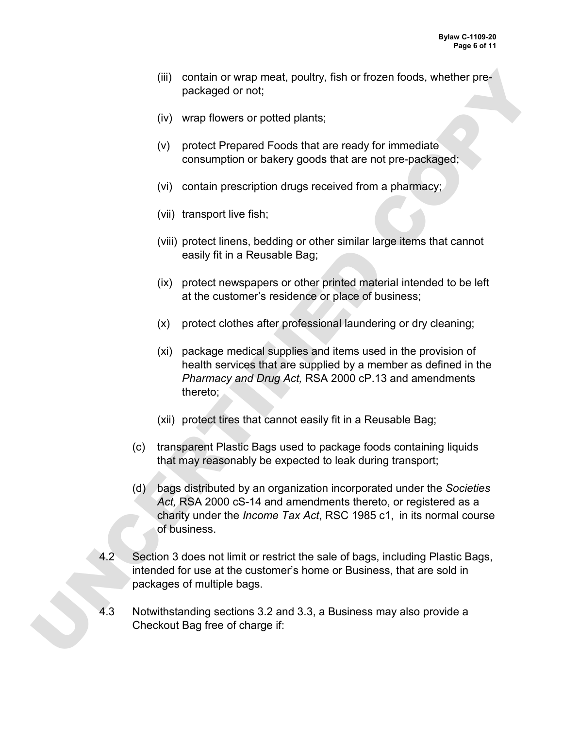(iii) contain or wrap meat, poultry, fish or frozen foods, whether pre-packaged or not;

(iv) wrap flowers or potted plants;

(v) protect Prepared Foods that are ready for immediate consumption or bakery goods that are not pre-packaged;

(vi) contain prescription drugs received from a pharmacy;

(vii) transport live fish;

(viii) protect linens, bedding or other similar large items that cannot easily fit in a Reusable Bag;

(ix) protect newspapers or other printed material intended to be left at the customer's residence or place of business;

(x) protect clothes after professional laundering or dry cleaning;

(xi) package medical supplies and items used in the provision of health services that are supplied by a member as defined in the *Pharmacy and Drug Act,* RSA 2000 cP.13 and amendments thereto;

(xii) protect tires that cannot easily fit in a Reusable Bag;

(c) transparent Plastic Bags used to package foods containing liquids that may reasonably be expected to leak during transport;

(d) bags distributed by an organization incorporated under the *Societies Act,* RSA 2000 cS-14 and amendments thereto, or registered as a charity under the *Income Tax Act*, RSC 1985 c1, in its normal course of business.

4.2 Section 3 does not limit or restrict the sale of bags, including Plastic Bags, intended for use at the customer's home or Business, that are sold in packages of multiple bags.

4.3 Notwithstanding sections 3.2 and 3.3, a Business may also provide a Checkout Bag free of charge if: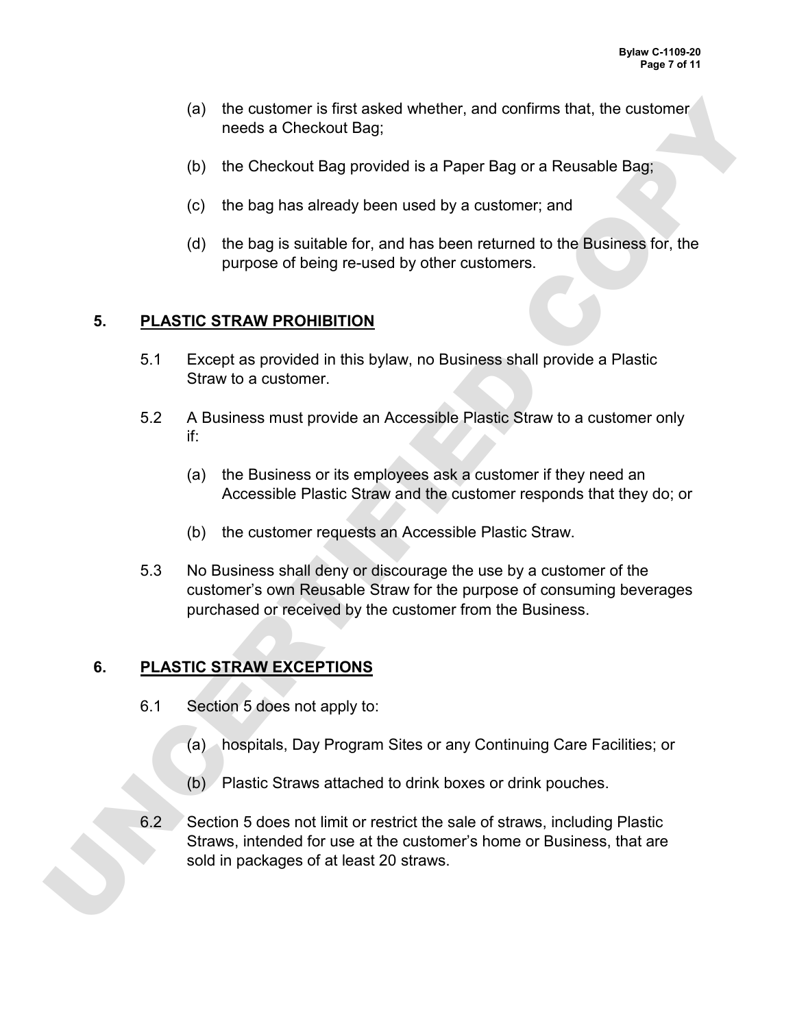(a) the customer is first asked whether, and confirms that, the customer needs a Checkout Bag;

(b) the Checkout Bag provided is a Paper Bag or a Reusable Bag;

(c) the bag has already been used by a customer; and

(d) the bag is suitable for, and has been returned to the Business for, the purpose of being re-used by other customers.

## 5. PLASTIC STRAW PROHIBITION

5.1 Except as provided in this bylaw, no Business shall provide a Plastic Straw to a customer.

5.2 A Business must provide an Accessible Plastic Straw to a customer only if:

(a) the Business or its employees ask a customer if they need an Accessible Plastic Straw and the customer responds that they do; or

(b) the customer requests an Accessible Plastic Straw.

5.3 No Business shall deny or discourage the use by a customer of the customer's own Reusable Straw for the purpose of consuming beverages purchased or received by the customer from the Business.

## 6. PLASTIC STRAW EXCEPTIONS

6.1 Section 5 does not apply to:

(a) hospitals, Day Program Sites or any Continuing Care Facilities; or

(b) Plastic Straws attached to drink boxes or drink pouches.

6.2 Section 5 does not limit or restrict the sale of straws, including Plastic Straws, intended for use at the customer's home or Business, that are sold in packages of at least 20 straws.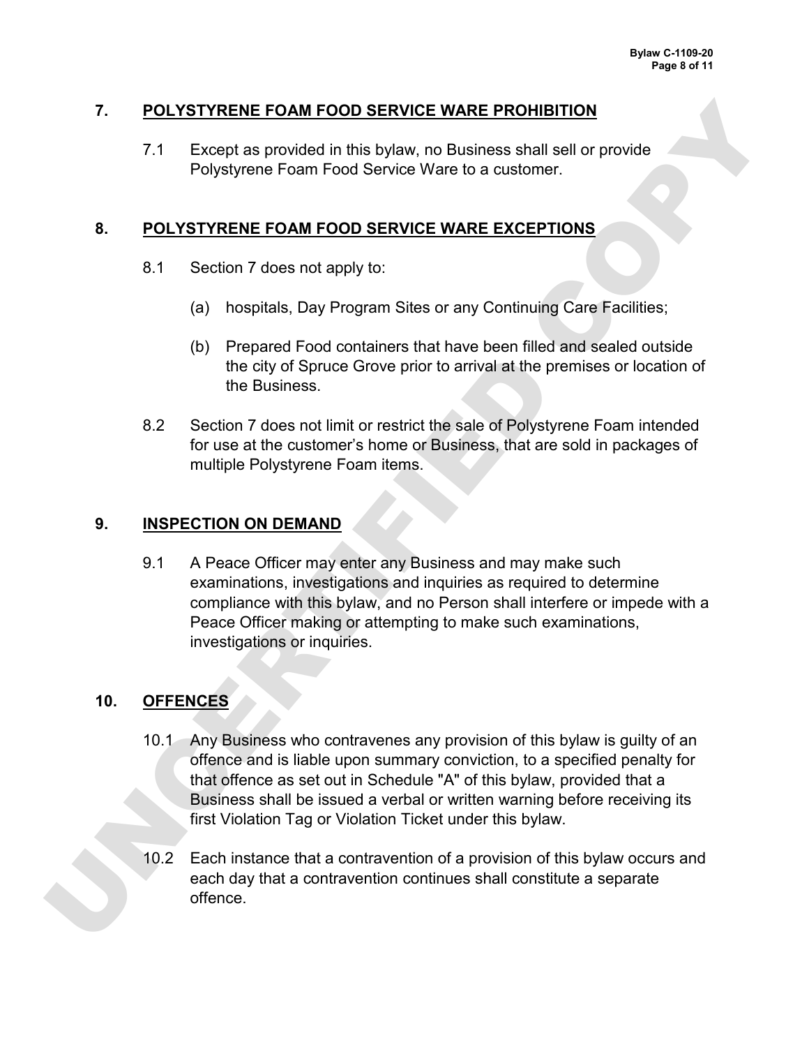## 7. POLYSTYRENE FOAM FOOD SERVICE WARE PROHIBITION

7.1 Except as provided in this bylaw, no Business shall sell or provide Polystyrene Foam Food Service Ware to a customer.

## 8. POLYSTYRENE FOAM FOOD SERVICE WARE EXCEPTIONS

8.1 Section 7 does not apply to:

(a) hospitals, Day Program Sites or any Continuing Care Facilities;

(b) Prepared Food containers that have been filled and sealed outside the city of Spruce Grove prior to arrival at the premises or location of the Business.

8.2 Section 7 does not limit or restrict the sale of Polystyrene Foam intended for use at the customer's home or Business, that are sold in packages of multiple Polystyrene Foam items.

## 9. INSPECTION ON DEMAND

9.1 A Peace Officer may enter any Business and may make such examinations, investigations and inquiries as required to determine compliance with this bylaw, and no Person shall interfere or impede with a Peace Officer making or attempting to make such examinations, investigations or inquiries.

## 10. OFFENCES

10.1 Any Business who contravenes any provision of this bylaw is guilty of an offence and is liable upon summary conviction, to a specified penalty for that offence as set out in Schedule "A" of this bylaw, provided that a Business shall be issued a verbal or written warning before receiving its first Violation Tag or Violation Ticket under this bylaw.

10.2 Each instance that a contravention of a provision of this bylaw occurs and each day that a contravention continues shall constitute a separate offence.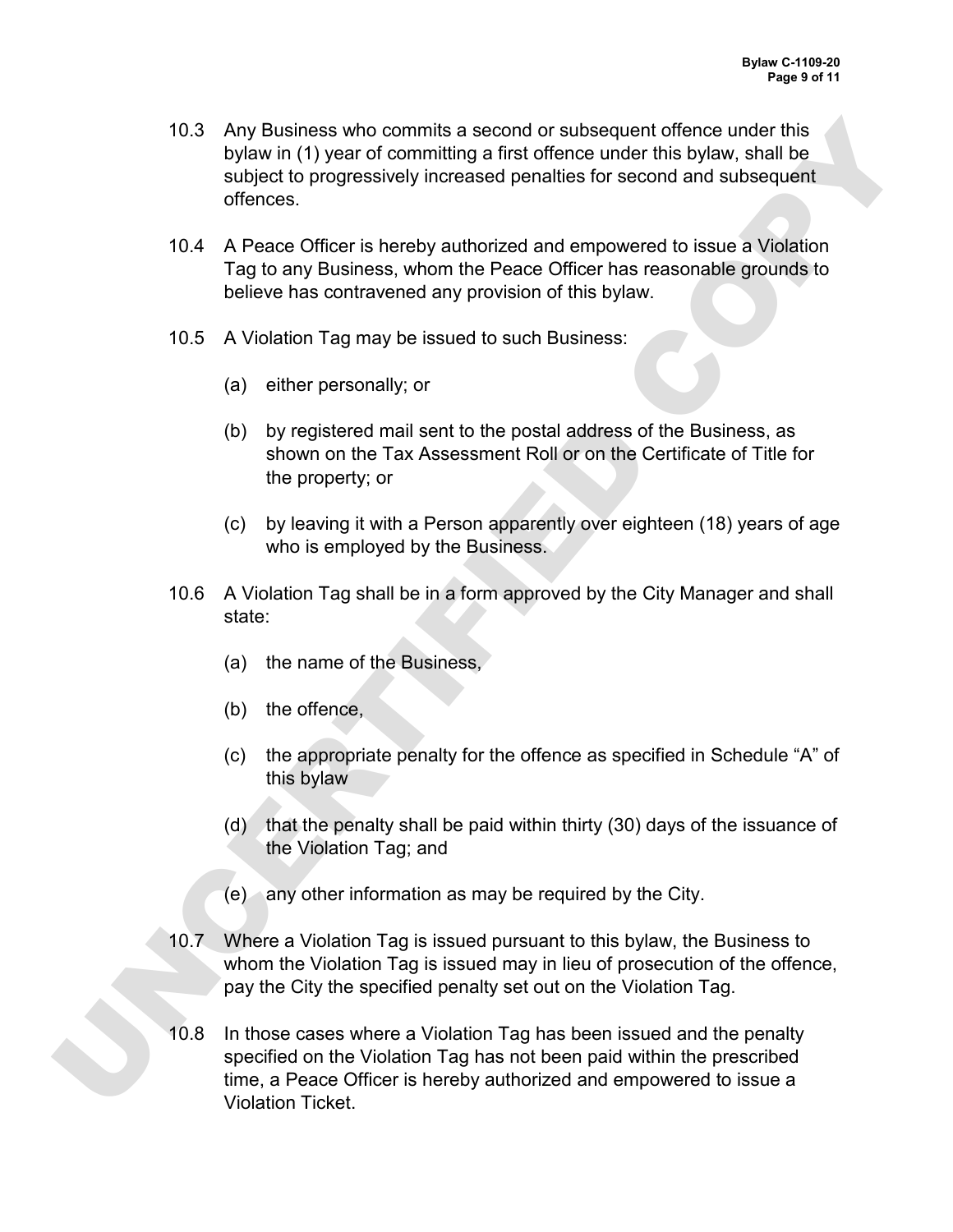10.3 Any Business who commits a second or subsequent offence under this bylaw in (1) year of committing a first offence under this bylaw, shall be subject to progressively increased penalties for second and subsequent offences.

10.4 A Peace Officer is hereby authorized and empowered to issue a Violation Tag to any Business, whom the Peace Officer has reasonable grounds to believe has contravened any provision of this bylaw.

10.5 A Violation Tag may be issued to such Business:

(a) either personally; or

(b) by registered mail sent to the postal address of the Business, as shown on the Tax Assessment Roll or on the Certificate of Title for the property; or

(c) by leaving it with a Person apparently over eighteen (18) years of age who is employed by the Business.

10.6 A Violation Tag shall be in a form approved by the City Manager and shall state:

(a) the name of the Business,

(b) the offence,

(c) the appropriate penalty for the offence as specified in Schedule "A" of this bylaw

(d) that the penalty shall be paid within thirty (30) days of the issuance of the Violation Tag; and

(e) any other information as may be required by the City.

10.7 Where a Violation Tag is issued pursuant to this bylaw, the Business to whom the Violation Tag is issued may in lieu of prosecution of the offence, pay the City the specified penalty set out on the Violation Tag.

10.8 In those cases where a Violation Tag has been issued and the penalty specified on the Violation Tag has not been paid within the prescribed time, a Peace Officer is hereby authorized and empowered to issue a Violation Ticket.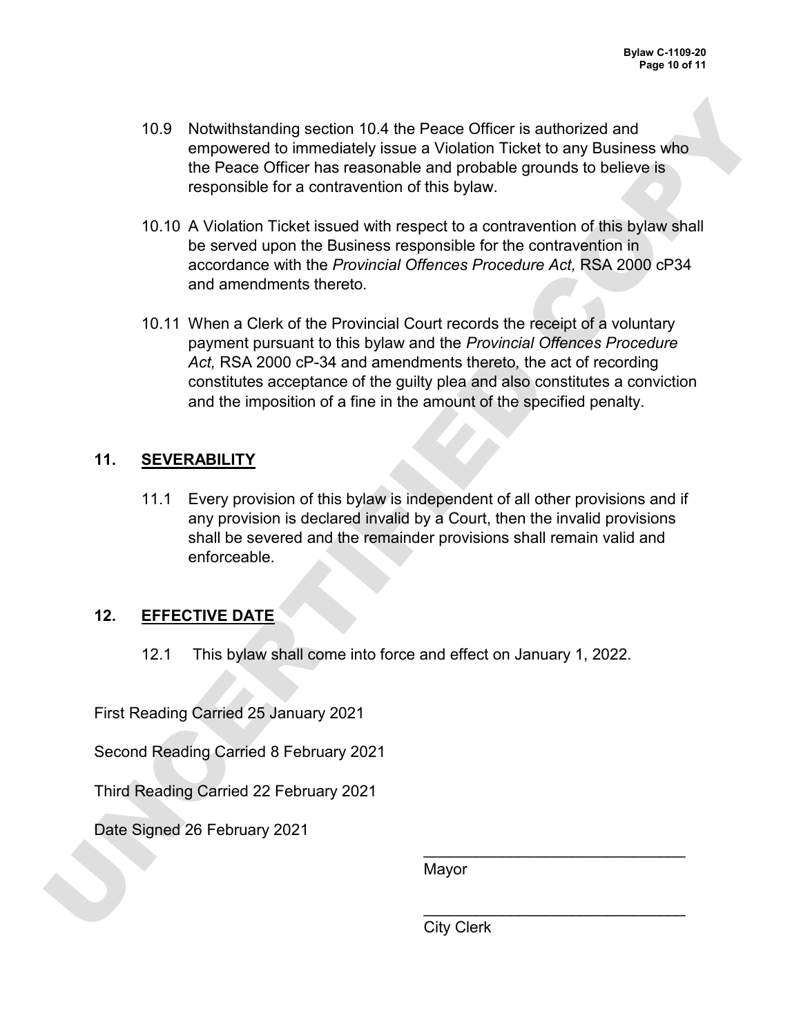10.9 Notwithstanding section 10.4 the Peace Officer is authorized and empowered to immediately issue a Violation Ticket to any Business who the Peace Officer has reasonable and probable grounds to believe is responsible for a contravention of this bylaw.

10.10 A Violation Ticket issued with respect to a contravention of this bylaw shall be served upon the Business responsible for the contravention in accordance with the *Provincial Offences Procedure Act,* RSA 2000 cP34 and amendments thereto.

10.11 When a Clerk of the Provincial Court records the receipt of a voluntary payment pursuant to this bylaw and the *Provincial Offences Procedure Act,* RSA 2000 cP-34 and amendments thereto, the act of recording constitutes acceptance of the guilty plea and also constitutes a conviction and the imposition of a fine in the amount of the specified penalty.

## 11. SEVERABILITY

11.1 Every provision of this bylaw is independent of all other provisions and if any provision is declared invalid by a Court, then the invalid provisions shall be severed and the remainder provisions shall remain valid and enforceable.

## 12. EFFECTIVE DATE

12.1 This bylaw shall come into force and effect on January 1, 2022.

First Reading Carried 25 January 2021

Second Reading Carried 8 February 2021

Third Reading Carried 22 February 2021

Date Signed 26 February 2021

______________________________
Mayor

______________________________
City Clerk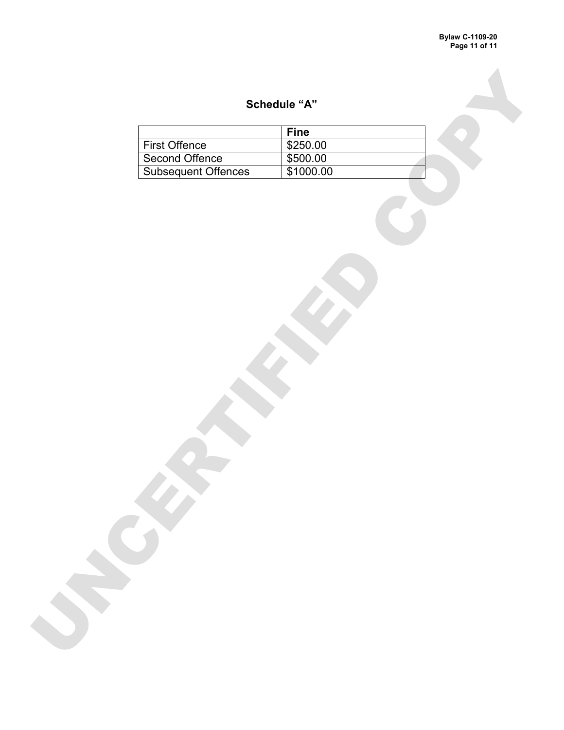## Schedule "A"

| | Fine |
|---|---|
| First Offence | $250.00 |
| Second Offence | $500.00 |
| Subsequent Offences | $1000.00 |